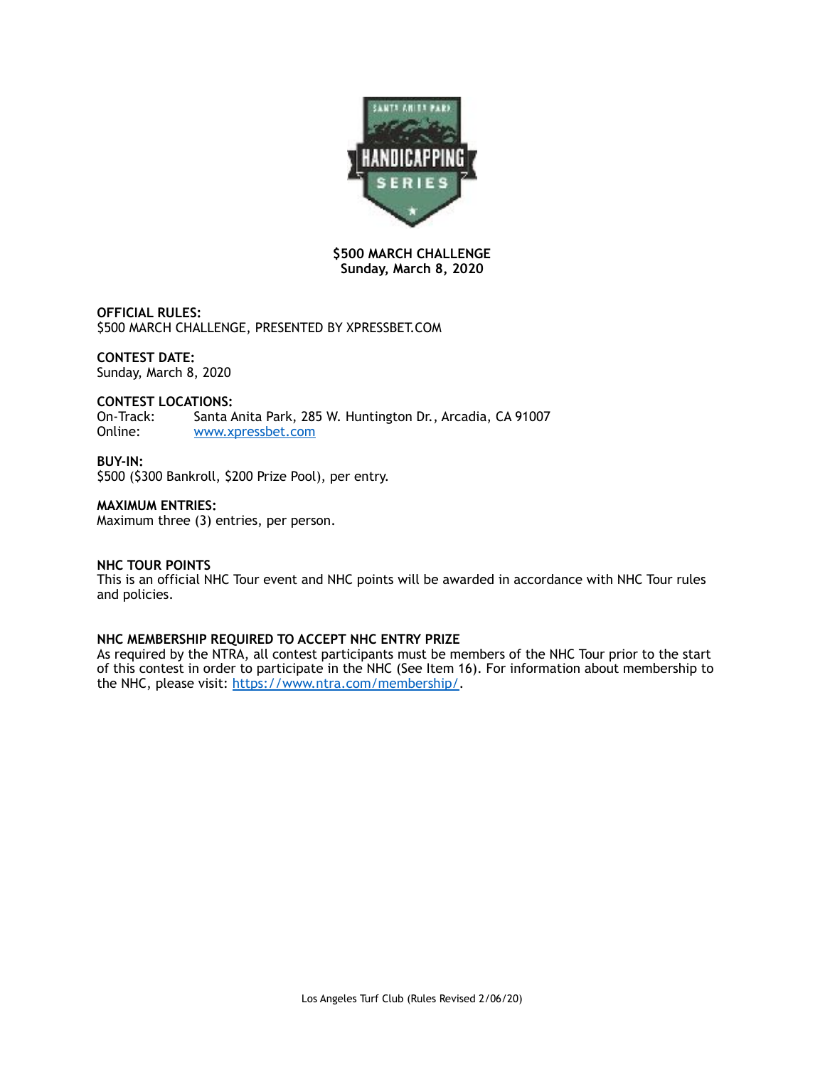# $500 MARCH CHALLENGE
**Sunday, March 8, 2020**

**OFFICIAL RULES:**
$500 MARCH CHALLENGE, PRESENTED BY XPRESSBET.COM

**CONTEST DATE:**
Sunday, March 8, 2020

**CONTEST LOCATIONS:**
On-Track: Santa Anita Park, 285 W. Huntington Dr., Arcadia, CA 91007
Online: www.xpressbet.com

**BUY-IN:**
$500 ($300 Bankroll, $200 Prize Pool), per entry.

**MAXIMUM ENTRIES:**
Maximum three (3) entries, per person.

**NHC TOUR POINTS**
This is an official NHC Tour event and NHC points will be awarded in accordance with NHC Tour rules and policies.

**NHC MEMBERSHIP REQUIRED TO ACCEPT NHC ENTRY PRIZE**
As required by the NTRA, all contest participants must be members of the NHC Tour prior to the start of this contest in order to participate in the NHC (See Item 16). For information about membership to the NHC, please visit: https://www.ntra.com/membership/.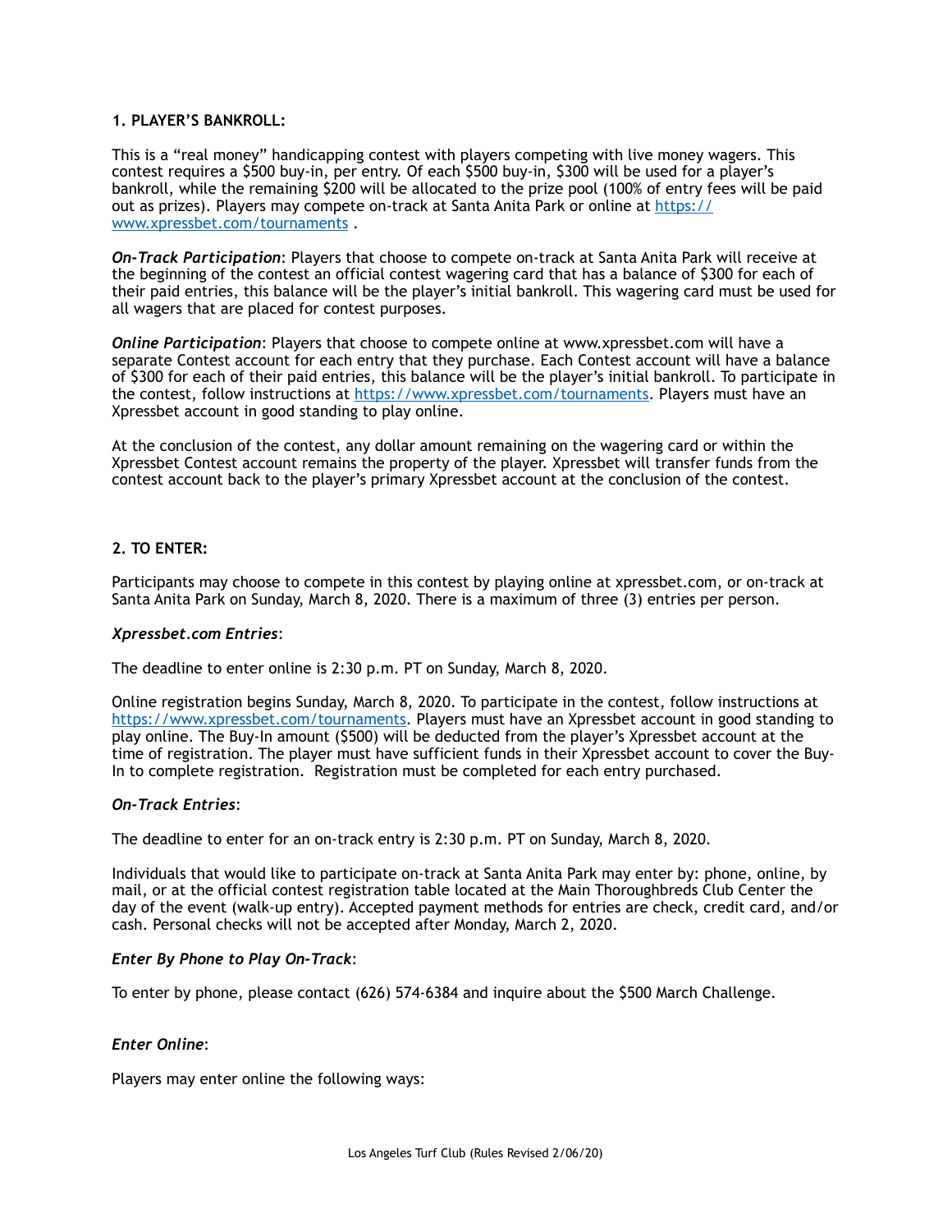**1. PLAYER'S BANKROLL:**

This is a "real money" handicapping contest with players competing with live money wagers. This contest requires a $500 buy-in, per entry. Of each $500 buy-in, $300 will be used for a player's bankroll, while the remaining $200 will be allocated to the prize pool (100% of entry fees will be paid out as prizes). Players may compete on-track at Santa Anita Park or online at [https://www.xpressbet.com/tournaments](https://www.xpressbet.com/tournaments) .

***On-Track Participation***: Players that choose to compete on-track at Santa Anita Park will receive at the beginning of the contest an official contest wagering card that has a balance of $300 for each of their paid entries, this balance will be the player's initial bankroll. This wagering card must be used for all wagers that are placed for contest purposes.

***Online Participation***: Players that choose to compete online at www.xpressbet.com will have a separate Contest account for each entry that they purchase. Each Contest account will have a balance of $300 for each of their paid entries, this balance will be the player's initial bankroll. To participate in the contest, follow instructions at [https://www.xpressbet.com/tournaments](https://www.xpressbet.com/tournaments). Players must have an Xpressbet account in good standing to play online.

At the conclusion of the contest, any dollar amount remaining on the wagering card or within the Xpressbet Contest account remains the property of the player. Xpressbet will transfer funds from the contest account back to the player's primary Xpressbet account at the conclusion of the contest.

**2. TO ENTER:**

Participants may choose to compete in this contest by playing online at xpressbet.com, or on-track at Santa Anita Park on Sunday, March 8, 2020. There is a maximum of three (3) entries per person.

***Xpressbet.com Entries***:

The deadline to enter online is 2:30 p.m. PT on Sunday, March 8, 2020.

Online registration begins Sunday, March 8, 2020. To participate in the contest, follow instructions at [https://www.xpressbet.com/tournaments](https://www.xpressbet.com/tournaments). Players must have an Xpressbet account in good standing to play online. The Buy-In amount ($500) will be deducted from the player's Xpressbet account at the time of registration. The player must have sufficient funds in their Xpressbet account to cover the Buy-In to complete registration. Registration must be completed for each entry purchased.

***On-Track Entries***:

The deadline to enter for an on-track entry is 2:30 p.m. PT on Sunday, March 8, 2020.

Individuals that would like to participate on-track at Santa Anita Park may enter by: phone, online, by mail, or at the official contest registration table located at the Main Thoroughbreds Club Center the day of the event (walk-up entry). Accepted payment methods for entries are check, credit card, and/or cash. Personal checks will not be accepted after Monday, March 2, 2020.

***Enter By Phone to Play On-Track***:

To enter by phone, please contact (626) 574-6384 and inquire about the $500 March Challenge.

***Enter Online***:

Players may enter online the following ways: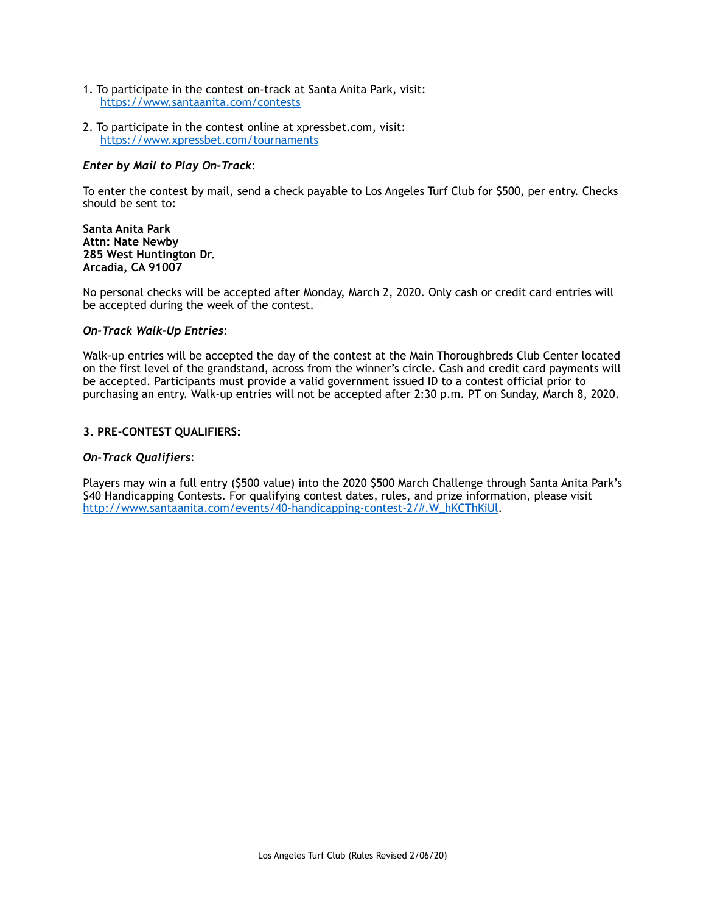1. To participate in the contest on-track at Santa Anita Park, visit:
   https://www.santaanita.com/contests

2. To participate in the contest online at xpressbet.com, visit:
   https://www.xpressbet.com/tournaments

***Enter by Mail to Play On-Track***:

To enter the contest by mail, send a check payable to Los Angeles Turf Club for $500, per entry. Checks should be sent to:

**Santa Anita Park**
**Attn: Nate Newby**
**285 West Huntington Dr.**
**Arcadia, CA 91007**

No personal checks will be accepted after Monday, March 2, 2020. Only cash or credit card entries will be accepted during the week of the contest.

***On-Track Walk-Up Entries***:

Walk-up entries will be accepted the day of the contest at the Main Thoroughbreds Club Center located on the first level of the grandstand, across from the winner's circle. Cash and credit card payments will be accepted. Participants must provide a valid government issued ID to a contest official prior to purchasing an entry. Walk-up entries will not be accepted after 2:30 p.m. PT on Sunday, March 8, 2020.

### 3. PRE-CONTEST QUALIFIERS:

***On-Track Qualifiers***:

Players may win a full entry ($500 value) into the 2020 $500 March Challenge through Santa Anita Park's $40 Handicapping Contests. For qualifying contest dates, rules, and prize information, please visit http://www.santaanita.com/events/40-handicapping-contest-2/#.W_hKCThKiUl.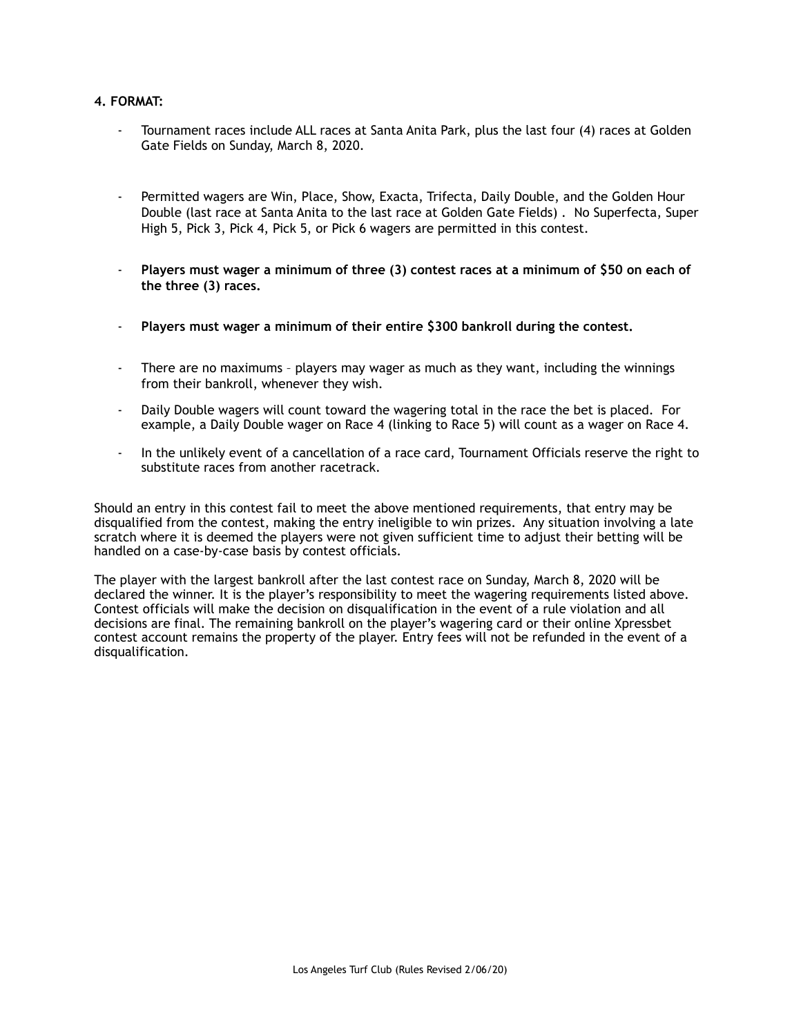**4. FORMAT:**

- Tournament races include ALL races at Santa Anita Park, plus the last four (4) races at Golden Gate Fields on Sunday, March 8, 2020.

- Permitted wagers are Win, Place, Show, Exacta, Trifecta, Daily Double, and the Golden Hour Double (last race at Santa Anita to the last race at Golden Gate Fields) . No Superfecta, Super High 5, Pick 3, Pick 4, Pick 5, or Pick 6 wagers are permitted in this contest.

- **Players must wager a minimum of three (3) contest races at a minimum of $50 on each of the three (3) races.**

- **Players must wager a minimum of their entire $300 bankroll during the contest.**

- There are no maximums – players may wager as much as they want, including the winnings from their bankroll, whenever they wish.

- Daily Double wagers will count toward the wagering total in the race the bet is placed. For example, a Daily Double wager on Race 4 (linking to Race 5) will count as a wager on Race 4.

- In the unlikely event of a cancellation of a race card, Tournament Officials reserve the right to substitute races from another racetrack.

Should an entry in this contest fail to meet the above mentioned requirements, that entry may be disqualified from the contest, making the entry ineligible to win prizes. Any situation involving a late scratch where it is deemed the players were not given sufficient time to adjust their betting will be handled on a case-by-case basis by contest officials.

The player with the largest bankroll after the last contest race on Sunday, March 8, 2020 will be declared the winner. It is the player's responsibility to meet the wagering requirements listed above. Contest officials will make the decision on disqualification in the event of a rule violation and all decisions are final. The remaining bankroll on the player's wagering card or their online Xpressbet contest account remains the property of the player. Entry fees will not be refunded in the event of a disqualification.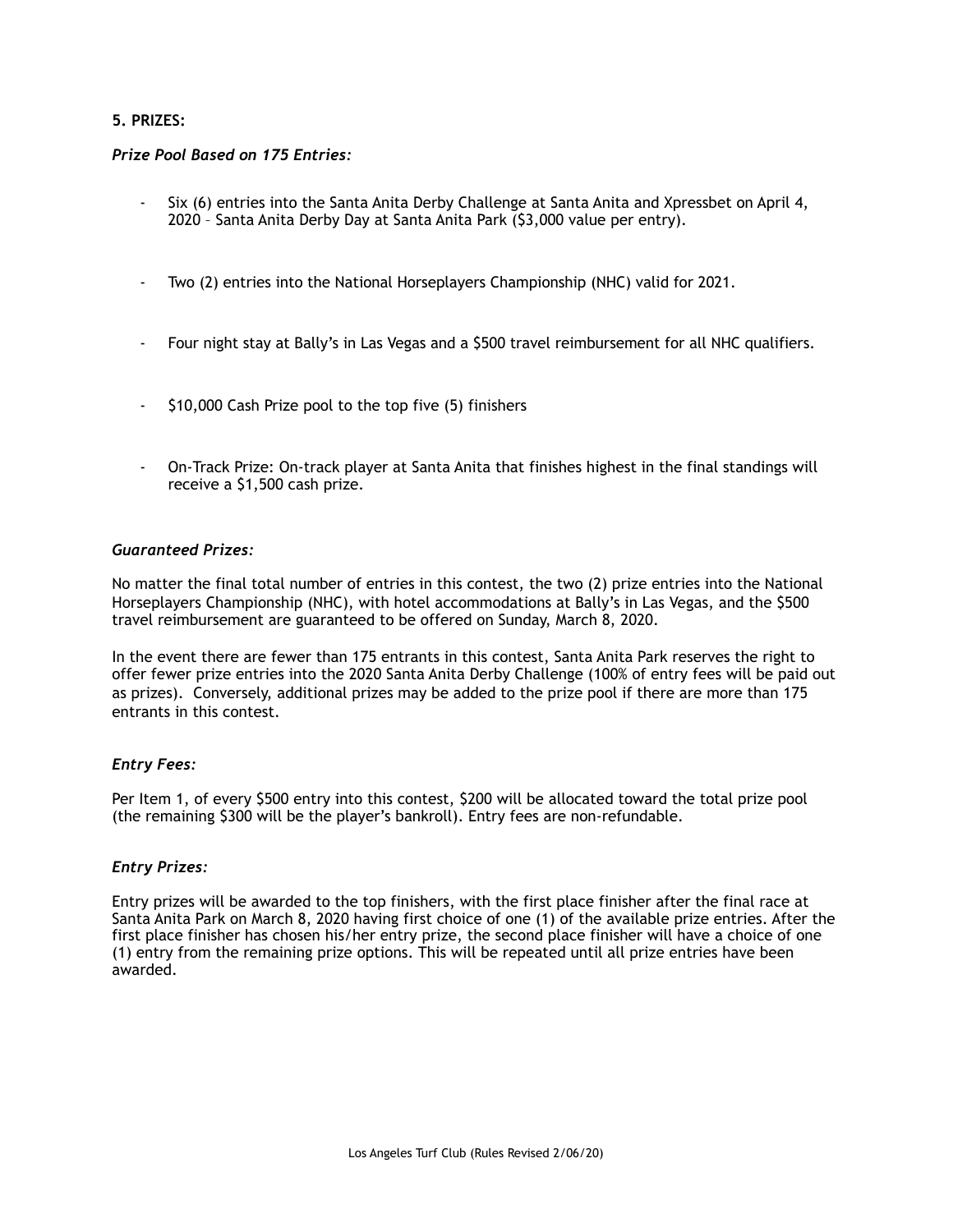**5. PRIZES:**

***Prize Pool Based on 175 Entries:***

- Six (6) entries into the Santa Anita Derby Challenge at Santa Anita and Xpressbet on April 4, 2020 – Santa Anita Derby Day at Santa Anita Park ($3,000 value per entry).
- Two (2) entries into the National Horseplayers Championship (NHC) valid for 2021.
- Four night stay at Bally's in Las Vegas and a $500 travel reimbursement for all NHC qualifiers.
- $10,000 Cash Prize pool to the top five (5) finishers
- On-Track Prize: On-track player at Santa Anita that finishes highest in the final standings will receive a $1,500 cash prize.

***Guaranteed Prizes:***

No matter the final total number of entries in this contest, the two (2) prize entries into the National Horseplayers Championship (NHC), with hotel accommodations at Bally's in Las Vegas, and the $500 travel reimbursement are guaranteed to be offered on Sunday, March 8, 2020.

In the event there are fewer than 175 entrants in this contest, Santa Anita Park reserves the right to offer fewer prize entries into the 2020 Santa Anita Derby Challenge (100% of entry fees will be paid out as prizes). Conversely, additional prizes may be added to the prize pool if there are more than 175 entrants in this contest.

***Entry Fees:***

Per Item 1, of every $500 entry into this contest, $200 will be allocated toward the total prize pool (the remaining $300 will be the player's bankroll). Entry fees are non-refundable.

***Entry Prizes:***

Entry prizes will be awarded to the top finishers, with the first place finisher after the final race at Santa Anita Park on March 8, 2020 having first choice of one (1) of the available prize entries. After the first place finisher has chosen his/her entry prize, the second place finisher will have a choice of one (1) entry from the remaining prize options. This will be repeated until all prize entries have been awarded.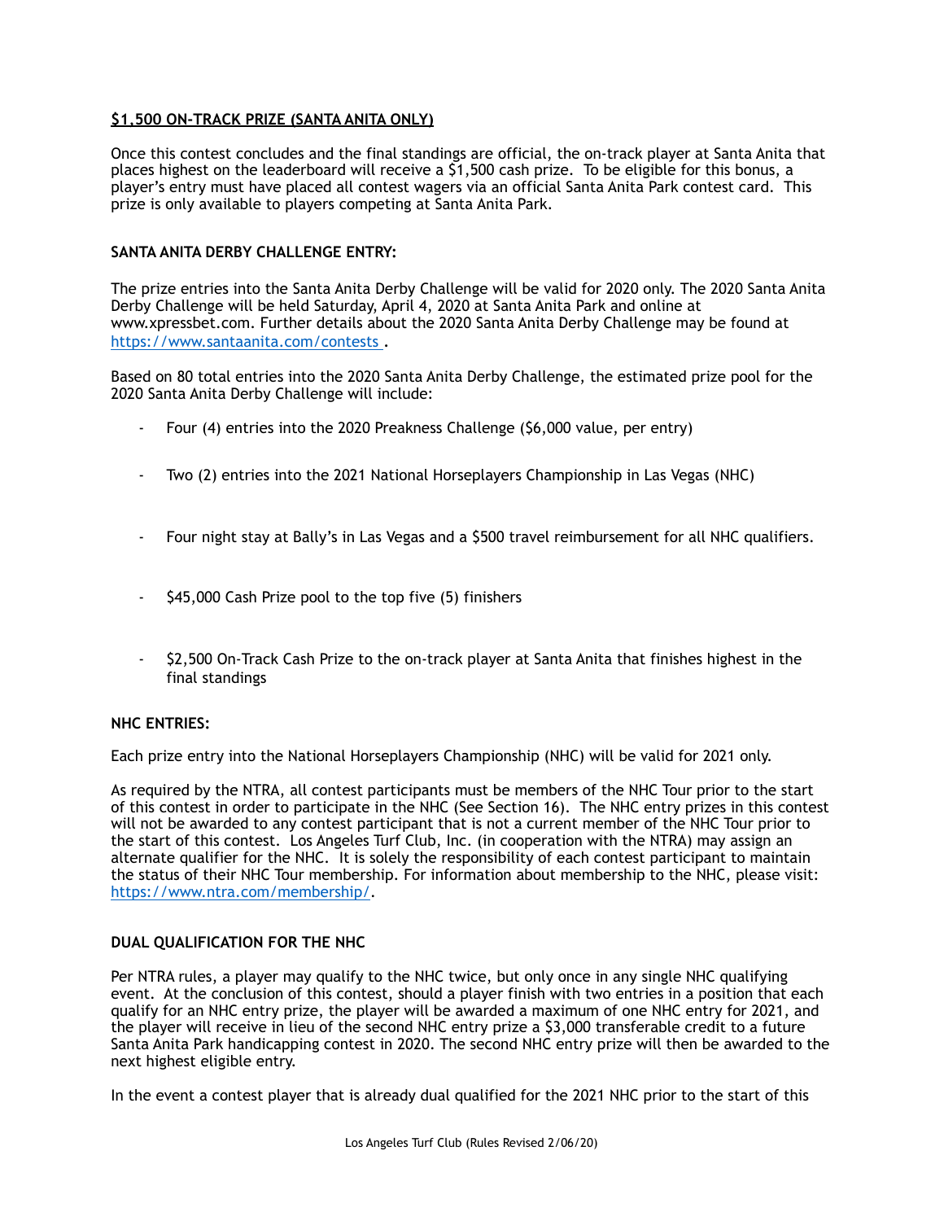**$1,500 ON-TRACK PRIZE (SANTA ANITA ONLY)**

Once this contest concludes and the final standings are official, the on-track player at Santa Anita that places highest on the leaderboard will receive a $1,500 cash prize. To be eligible for this bonus, a player's entry must have placed all contest wagers via an official Santa Anita Park contest card. This prize is only available to players competing at Santa Anita Park.

**SANTA ANITA DERBY CHALLENGE ENTRY:**

The prize entries into the Santa Anita Derby Challenge will be valid for 2020 only. The 2020 Santa Anita Derby Challenge will be held Saturday, April 4, 2020 at Santa Anita Park and online at www.xpressbet.com. Further details about the 2020 Santa Anita Derby Challenge may be found at https://www.santaanita.com/contests .

Based on 80 total entries into the 2020 Santa Anita Derby Challenge, the estimated prize pool for the 2020 Santa Anita Derby Challenge will include:

- Four (4) entries into the 2020 Preakness Challenge ($6,000 value, per entry)
- Two (2) entries into the 2021 National Horseplayers Championship in Las Vegas (NHC)
- Four night stay at Bally's in Las Vegas and a $500 travel reimbursement for all NHC qualifiers.
- $45,000 Cash Prize pool to the top five (5) finishers
- $2,500 On-Track Cash Prize to the on-track player at Santa Anita that finishes highest in the final standings

**NHC ENTRIES:**

Each prize entry into the National Horseplayers Championship (NHC) will be valid for 2021 only.

As required by the NTRA, all contest participants must be members of the NHC Tour prior to the start of this contest in order to participate in the NHC (See Section 16). The NHC entry prizes in this contest will not be awarded to any contest participant that is not a current member of the NHC Tour prior to the start of this contest. Los Angeles Turf Club, Inc. (in cooperation with the NTRA) may assign an alternate qualifier for the NHC. It is solely the responsibility of each contest participant to maintain the status of their NHC Tour membership. For information about membership to the NHC, please visit: https://www.ntra.com/membership/.

**DUAL QUALIFICATION FOR THE NHC**

Per NTRA rules, a player may qualify to the NHC twice, but only once in any single NHC qualifying event. At the conclusion of this contest, should a player finish with two entries in a position that each qualify for an NHC entry prize, the player will be awarded a maximum of one NHC entry for 2021, and the player will receive in lieu of the second NHC entry prize a $3,000 transferable credit to a future Santa Anita Park handicapping contest in 2020. The second NHC entry prize will then be awarded to the next highest eligible entry.

In the event a contest player that is already dual qualified for the 2021 NHC prior to the start of this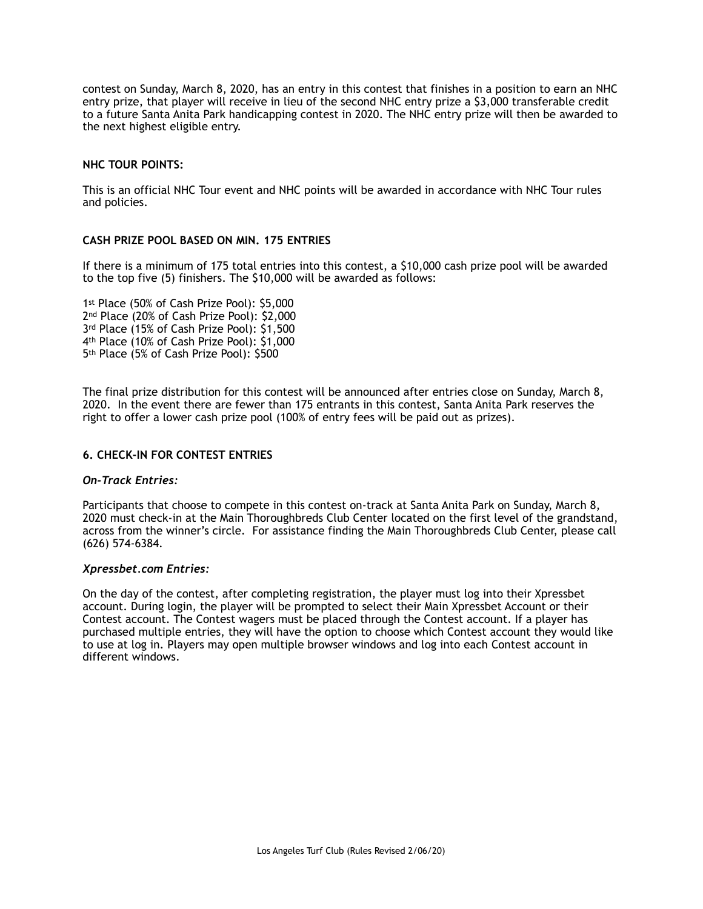contest on Sunday, March 8, 2020, has an entry in this contest that finishes in a position to earn an NHC entry prize, that player will receive in lieu of the second NHC entry prize a $3,000 transferable credit to a future Santa Anita Park handicapping contest in 2020. The NHC entry prize will then be awarded to the next highest eligible entry.

**NHC TOUR POINTS:**

This is an official NHC Tour event and NHC points will be awarded in accordance with NHC Tour rules and policies.

**CASH PRIZE POOL BASED ON MIN. 175 ENTRIES**

If there is a minimum of 175 total entries into this contest, a $10,000 cash prize pool will be awarded to the top five (5) finishers. The $10,000 will be awarded as follows:

1st Place (50% of Cash Prize Pool): $5,000
2nd Place (20% of Cash Prize Pool): $2,000
3rd Place (15% of Cash Prize Pool): $1,500
4th Place (10% of Cash Prize Pool): $1,000
5th Place (5% of Cash Prize Pool): $500

The final prize distribution for this contest will be announced after entries close on Sunday, March 8, 2020. In the event there are fewer than 175 entrants in this contest, Santa Anita Park reserves the right to offer a lower cash prize pool (100% of entry fees will be paid out as prizes).

## 6. CHECK-IN FOR CONTEST ENTRIES

***On-Track Entries:***

Participants that choose to compete in this contest on-track at Santa Anita Park on Sunday, March 8, 2020 must check-in at the Main Thoroughbreds Club Center located on the first level of the grandstand, across from the winner's circle. For assistance finding the Main Thoroughbreds Club Center, please call (626) 574-6384.

***Xpressbet.com Entries:***

On the day of the contest, after completing registration, the player must log into their Xpressbet account. During login, the player will be prompted to select their Main Xpressbet Account or their Contest account. The Contest wagers must be placed through the Contest account. If a player has purchased multiple entries, they will have the option to choose which Contest account they would like to use at log in. Players may open multiple browser windows and log into each Contest account in different windows.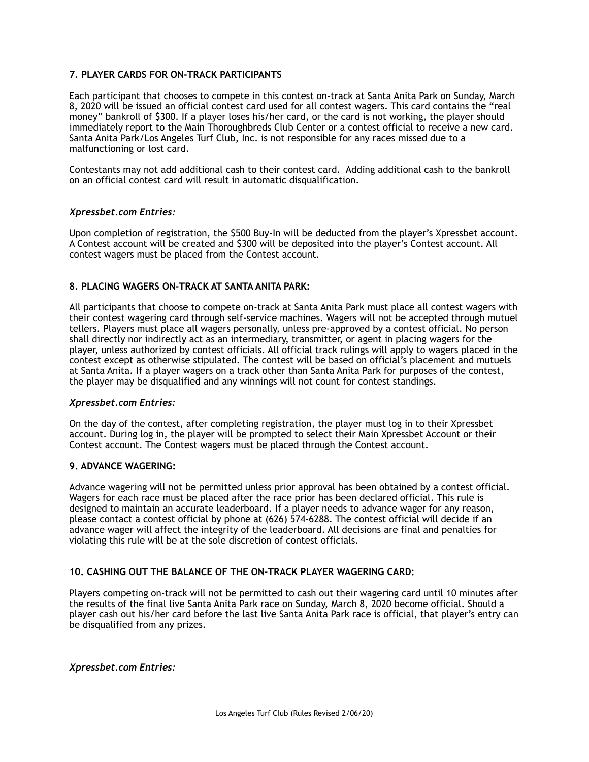### 7. PLAYER CARDS FOR ON-TRACK PARTICIPANTS

Each participant that chooses to compete in this contest on-track at Santa Anita Park on Sunday, March 8, 2020 will be issued an official contest card used for all contest wagers. This card contains the "real money" bankroll of $300. If a player loses his/her card, or the card is not working, the player should immediately report to the Main Thoroughbreds Club Center or a contest official to receive a new card. Santa Anita Park/Los Angeles Turf Club, Inc. is not responsible for any races missed due to a malfunctioning or lost card.

Contestants may not add additional cash to their contest card. Adding additional cash to the bankroll on an official contest card will result in automatic disqualification.

***Xpressbet.com Entries:***

Upon completion of registration, the $500 Buy-In will be deducted from the player's Xpressbet account. A Contest account will be created and $300 will be deposited into the player's Contest account. All contest wagers must be placed from the Contest account.

### 8. PLACING WAGERS ON-TRACK AT SANTA ANITA PARK:

All participants that choose to compete on-track at Santa Anita Park must place all contest wagers with their contest wagering card through self-service machines. Wagers will not be accepted through mutuel tellers. Players must place all wagers personally, unless pre-approved by a contest official. No person shall directly nor indirectly act as an intermediary, transmitter, or agent in placing wagers for the player, unless authorized by contest officials. All official track rulings will apply to wagers placed in the contest except as otherwise stipulated. The contest will be based on official's placement and mutuels at Santa Anita. If a player wagers on a track other than Santa Anita Park for purposes of the contest, the player may be disqualified and any winnings will not count for contest standings.

***Xpressbet.com Entries:***

On the day of the contest, after completing registration, the player must log in to their Xpressbet account. During log in, the player will be prompted to select their Main Xpressbet Account or their Contest account. The Contest wagers must be placed through the Contest account.

### 9. ADVANCE WAGERING:

Advance wagering will not be permitted unless prior approval has been obtained by a contest official. Wagers for each race must be placed after the race prior has been declared official. This rule is designed to maintain an accurate leaderboard. If a player needs to advance wager for any reason, please contact a contest official by phone at (626) 574-6288. The contest official will decide if an advance wager will affect the integrity of the leaderboard. All decisions are final and penalties for violating this rule will be at the sole discretion of contest officials.

### 10. CASHING OUT THE BALANCE OF THE ON-TRACK PLAYER WAGERING CARD:

Players competing on-track will not be permitted to cash out their wagering card until 10 minutes after the results of the final live Santa Anita Park race on Sunday, March 8, 2020 become official. Should a player cash out his/her card before the last live Santa Anita Park race is official, that player's entry can be disqualified from any prizes.

***Xpressbet.com Entries:***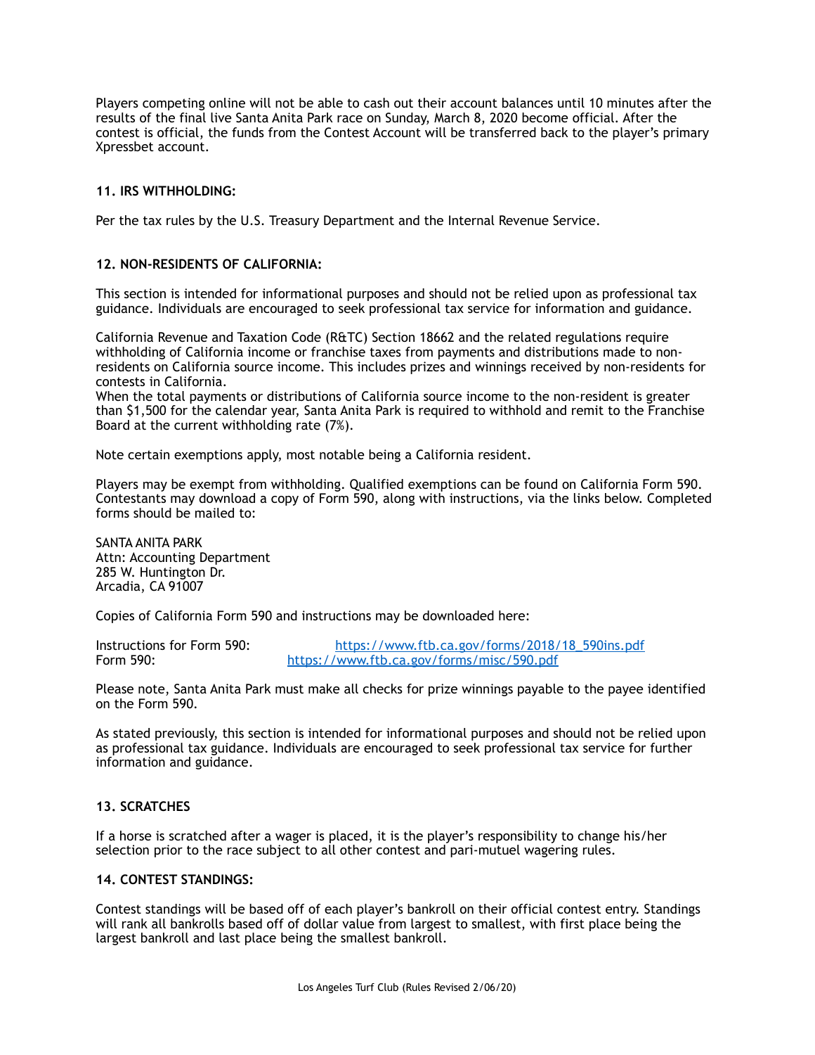Players competing online will not be able to cash out their account balances until 10 minutes after the results of the final live Santa Anita Park race on Sunday, March 8, 2020 become official. After the contest is official, the funds from the Contest Account will be transferred back to the player's primary Xpressbet account.

**11. IRS WITHHOLDING:**

Per the tax rules by the U.S. Treasury Department and the Internal Revenue Service.

**12. NON-RESIDENTS OF CALIFORNIA:**

This section is intended for informational purposes and should not be relied upon as professional tax guidance. Individuals are encouraged to seek professional tax service for information and guidance.

California Revenue and Taxation Code (R&TC) Section 18662 and the related regulations require withholding of California income or franchise taxes from payments and distributions made to non-residents on California source income. This includes prizes and winnings received by non-residents for contests in California.
When the total payments or distributions of California source income to the non-resident is greater than $1,500 for the calendar year, Santa Anita Park is required to withhold and remit to the Franchise Board at the current withholding rate (7%).

Note certain exemptions apply, most notable being a California resident.

Players may be exempt from withholding. Qualified exemptions can be found on California Form 590. Contestants may download a copy of Form 590, along with instructions, via the links below. Completed forms should be mailed to:

SANTA ANITA PARK
Attn: Accounting Department
285 W. Huntington Dr.
Arcadia, CA 91007

Copies of California Form 590 and instructions may be downloaded here:

Instructions for Form 590: https://www.ftb.ca.gov/forms/2018/18_590ins.pdf
Form 590: https://www.ftb.ca.gov/forms/misc/590.pdf

Please note, Santa Anita Park must make all checks for prize winnings payable to the payee identified on the Form 590.

As stated previously, this section is intended for informational purposes and should not be relied upon as professional tax guidance. Individuals are encouraged to seek professional tax service for further information and guidance.

**13. SCRATCHES**

If a horse is scratched after a wager is placed, it is the player's responsibility to change his/her selection prior to the race subject to all other contest and pari-mutuel wagering rules.

**14. CONTEST STANDINGS:**

Contest standings will be based off of each player's bankroll on their official contest entry. Standings will rank all bankrolls based off of dollar value from largest to smallest, with first place being the largest bankroll and last place being the smallest bankroll.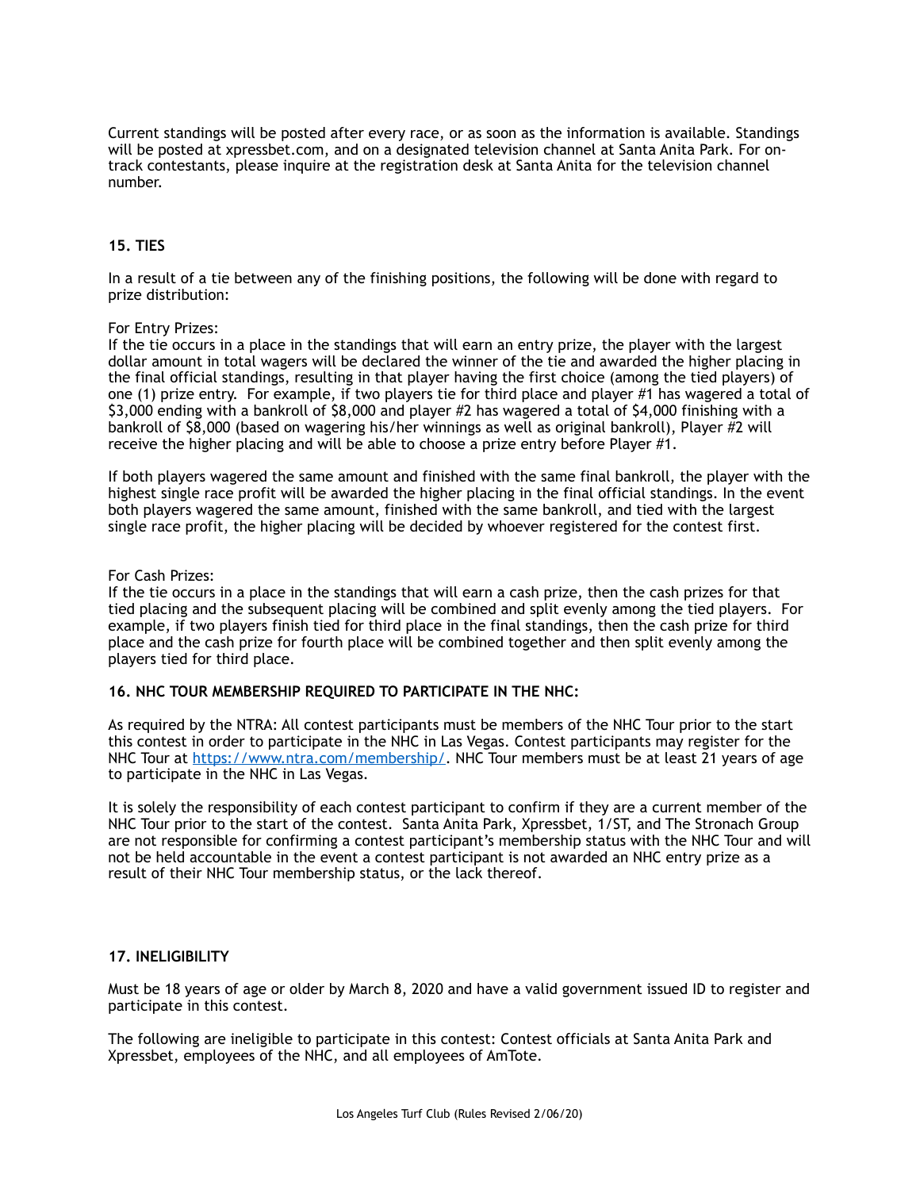Current standings will be posted after every race, or as soon as the information is available. Standings will be posted at xpressbet.com, and on a designated television channel at Santa Anita Park. For on-track contestants, please inquire at the registration desk at Santa Anita for the television channel number.

**15. TIES**

In a result of a tie between any of the finishing positions, the following will be done with regard to prize distribution:

For Entry Prizes:
If the tie occurs in a place in the standings that will earn an entry prize, the player with the largest dollar amount in total wagers will be declared the winner of the tie and awarded the higher placing in the final official standings, resulting in that player having the first choice (among the tied players) of one (1) prize entry. For example, if two players tie for third place and player #1 has wagered a total of $3,000 ending with a bankroll of $8,000 and player #2 has wagered a total of $4,000 finishing with a bankroll of $8,000 (based on wagering his/her winnings as well as original bankroll), Player #2 will receive the higher placing and will be able to choose a prize entry before Player #1.

If both players wagered the same amount and finished with the same final bankroll, the player with the highest single race profit will be awarded the higher placing in the final official standings. In the event both players wagered the same amount, finished with the same bankroll, and tied with the largest single race profit, the higher placing will be decided by whoever registered for the contest first.

For Cash Prizes:
If the tie occurs in a place in the standings that will earn a cash prize, then the cash prizes for that tied placing and the subsequent placing will be combined and split evenly among the tied players. For example, if two players finish tied for third place in the final standings, then the cash prize for third place and the cash prize for fourth place will be combined together and then split evenly among the players tied for third place.

**16. NHC TOUR MEMBERSHIP REQUIRED TO PARTICIPATE IN THE NHC:**

As required by the NTRA: All contest participants must be members of the NHC Tour prior to the start this contest in order to participate in the NHC in Las Vegas. Contest participants may register for the NHC Tour at [https://www.ntra.com/membership/](https://www.ntra.com/membership/). NHC Tour members must be at least 21 years of age to participate in the NHC in Las Vegas.

It is solely the responsibility of each contest participant to confirm if they are a current member of the NHC Tour prior to the start of the contest. Santa Anita Park, Xpressbet, 1/ST, and The Stronach Group are not responsible for confirming a contest participant's membership status with the NHC Tour and will not be held accountable in the event a contest participant is not awarded an NHC entry prize as a result of their NHC Tour membership status, or the lack thereof.

**17. INELIGIBILITY**

Must be 18 years of age or older by March 8, 2020 and have a valid government issued ID to register and participate in this contest.

The following are ineligible to participate in this contest: Contest officials at Santa Anita Park and Xpressbet, employees of the NHC, and all employees of AmTote.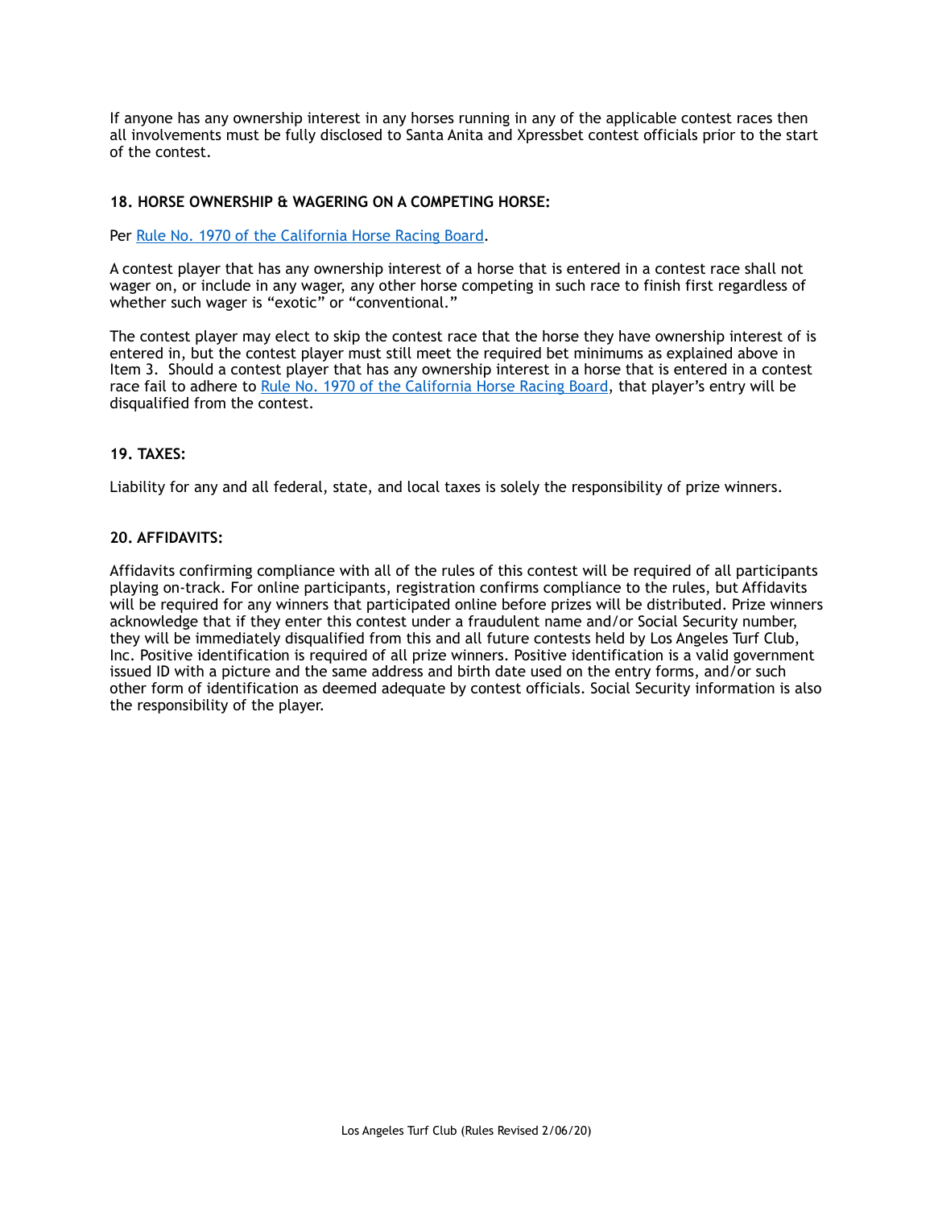If anyone has any ownership interest in any horses running in any of the applicable contest races then all involvements must be fully disclosed to Santa Anita and Xpressbet contest officials prior to the start of the contest.

**18. HORSE OWNERSHIP & WAGERING ON A COMPETING HORSE:**

Per Rule No. 1970 of the California Horse Racing Board.

A contest player that has any ownership interest of a horse that is entered in a contest race shall not wager on, or include in any wager, any other horse competing in such race to finish first regardless of whether such wager is "exotic" or "conventional."

The contest player may elect to skip the contest race that the horse they have ownership interest of is entered in, but the contest player must still meet the required bet minimums as explained above in Item 3. Should a contest player that has any ownership interest in a horse that is entered in a contest race fail to adhere to Rule No. 1970 of the California Horse Racing Board, that player's entry will be disqualified from the contest.

**19. TAXES:**

Liability for any and all federal, state, and local taxes is solely the responsibility of prize winners.

**20. AFFIDAVITS:**

Affidavits confirming compliance with all of the rules of this contest will be required of all participants playing on-track. For online participants, registration confirms compliance to the rules, but Affidavits will be required for any winners that participated online before prizes will be distributed. Prize winners acknowledge that if they enter this contest under a fraudulent name and/or Social Security number, they will be immediately disqualified from this and all future contests held by Los Angeles Turf Club, Inc. Positive identification is required of all prize winners. Positive identification is a valid government issued ID with a picture and the same address and birth date used on the entry forms, and/or such other form of identification as deemed adequate by contest officials. Social Security information is also the responsibility of the player.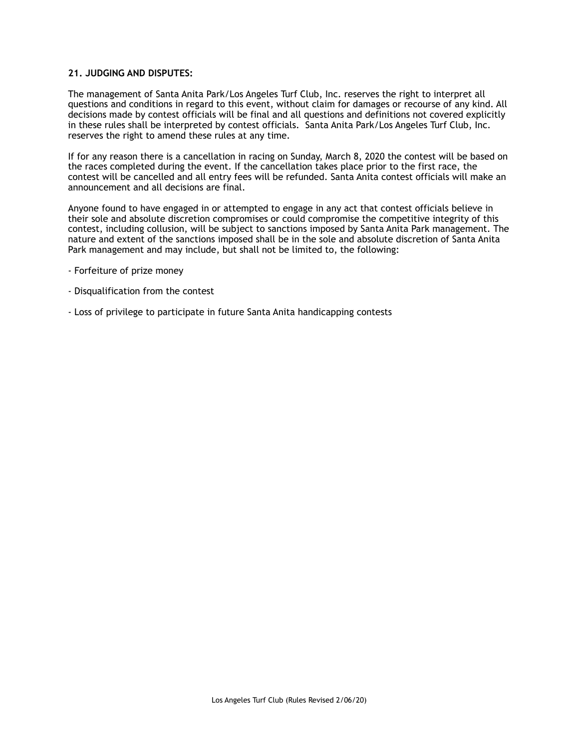**21. JUDGING AND DISPUTES:**

The management of Santa Anita Park/Los Angeles Turf Club, Inc. reserves the right to interpret all questions and conditions in regard to this event, without claim for damages or recourse of any kind. All decisions made by contest officials will be final and all questions and definitions not covered explicitly in these rules shall be interpreted by contest officials. Santa Anita Park/Los Angeles Turf Club, Inc. reserves the right to amend these rules at any time.

If for any reason there is a cancellation in racing on Sunday, March 8, 2020 the contest will be based on the races completed during the event. If the cancellation takes place prior to the first race, the contest will be cancelled and all entry fees will be refunded. Santa Anita contest officials will make an announcement and all decisions are final.

Anyone found to have engaged in or attempted to engage in any act that contest officials believe in their sole and absolute discretion compromises or could compromise the competitive integrity of this contest, including collusion, will be subject to sanctions imposed by Santa Anita Park management. The nature and extent of the sanctions imposed shall be in the sole and absolute discretion of Santa Anita Park management and may include, but shall not be limited to, the following:

- Forfeiture of prize money
- Disqualification from the contest
- Loss of privilege to participate in future Santa Anita handicapping contests

Los Angeles Turf Club (Rules Revised 2/06/20)